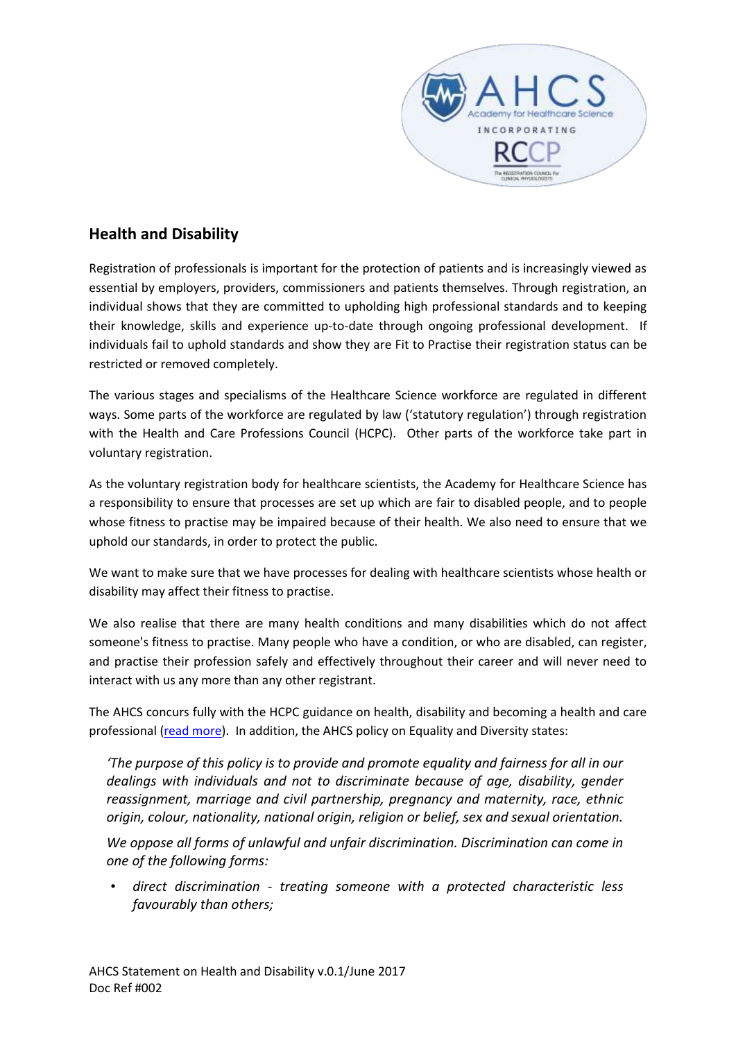## Health and Disability

Registration of professionals is important for the protection of patients and is increasingly viewed as essential by employers, providers, commissioners and patients themselves. Through registration, an individual shows that they are committed to upholding high professional standards and to keeping their knowledge, skills and experience up-to-date through ongoing professional development. If individuals fail to uphold standards and show they are Fit to Practise their registration status can be restricted or removed completely.

The various stages and specialisms of the Healthcare Science workforce are regulated in different ways. Some parts of the workforce are regulated by law ('statutory regulation') through registration with the Health and Care Professions Council (HCPC). Other parts of the workforce take part in voluntary registration.

As the voluntary registration body for healthcare scientists, the Academy for Healthcare Science has a responsibility to ensure that processes are set up which are fair to disabled people, and to people whose fitness to practise may be impaired because of their health. We also need to ensure that we uphold our standards, in order to protect the public.

We want to make sure that we have processes for dealing with healthcare scientists whose health or disability may affect their fitness to practise.

We also realise that there are many health conditions and many disabilities which do not affect someone's fitness to practise. Many people who have a condition, or who are disabled, can register, and practise their profession safely and effectively throughout their career and will never need to interact with us any more than any other registrant.

The AHCS concurs fully with the HCPC guidance on health, disability and becoming a health and care professional (read more). In addition, the AHCS policy on Equality and Diversity states:

> *'The purpose of this policy is to provide and promote equality and fairness for all in our dealings with individuals and not to discriminate because of age, disability, gender reassignment, marriage and civil partnership, pregnancy and maternity, race, ethnic origin, colour, nationality, national origin, religion or belief, sex and sexual orientation.*
>
> *We oppose all forms of unlawful and unfair discrimination. Discrimination can come in one of the following forms:*
>
> - *direct discrimination - treating someone with a protected characteristic less favourably than others;*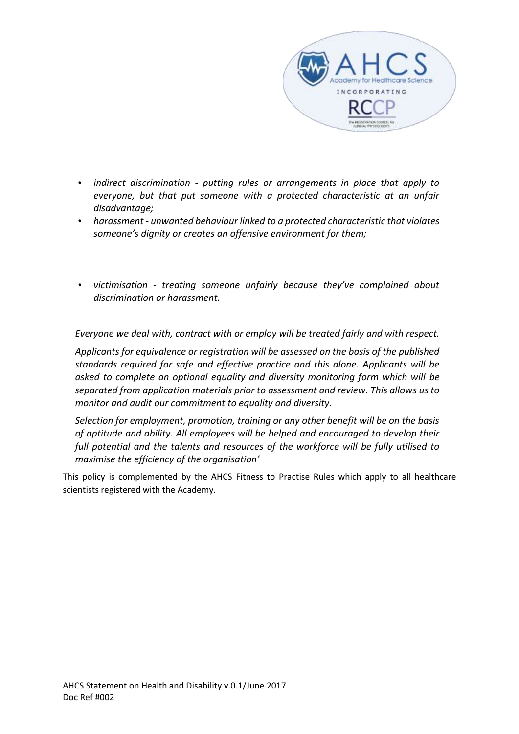- *indirect discrimination - putting rules or arrangements in place that apply to everyone, but that put someone with a protected characteristic at an unfair disadvantage;*
- *harassment - unwanted behaviour linked to a protected characteristic that violates someone's dignity or creates an offensive environment for them;*
- *victimisation - treating someone unfairly because they've complained about discrimination or harassment.*

*Everyone we deal with, contract with or employ will be treated fairly and with respect.*

*Applicants for equivalence or registration will be assessed on the basis of the published standards required for safe and effective practice and this alone. Applicants will be asked to complete an optional equality and diversity monitoring form which will be separated from application materials prior to assessment and review. This allows us to monitor and audit our commitment to equality and diversity.*

*Selection for employment, promotion, training or any other benefit will be on the basis of aptitude and ability. All employees will be helped and encouraged to develop their full potential and the talents and resources of the workforce will be fully utilised to maximise the efficiency of the organisation'*

This policy is complemented by the AHCS Fitness to Practise Rules which apply to all healthcare scientists registered with the Academy.